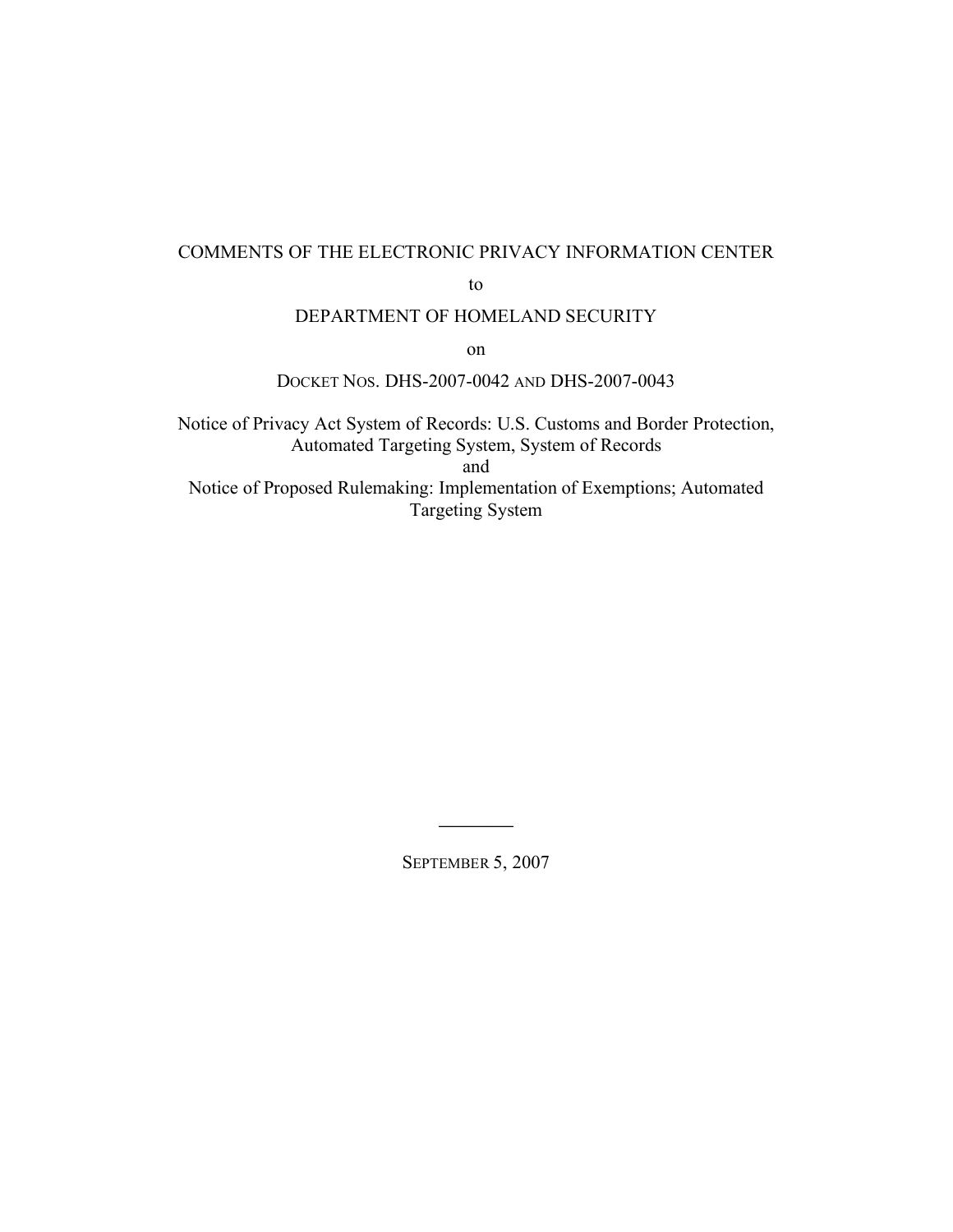COMMENTS OF THE ELECTRONIC PRIVACY INFORMATION CENTER

to

DEPARTMENT OF HOMELAND SECURITY

on

DOCKET NOS. DHS-2007-0042 AND DHS-2007-0043

Notice of Privacy Act System of Records: U.S. Customs and Border Protection, Automated Targeting System, System of Records
and
Notice of Proposed Rulemaking: Implementation of Exemptions; Automated Targeting System

---

SEPTEMBER 5, 2007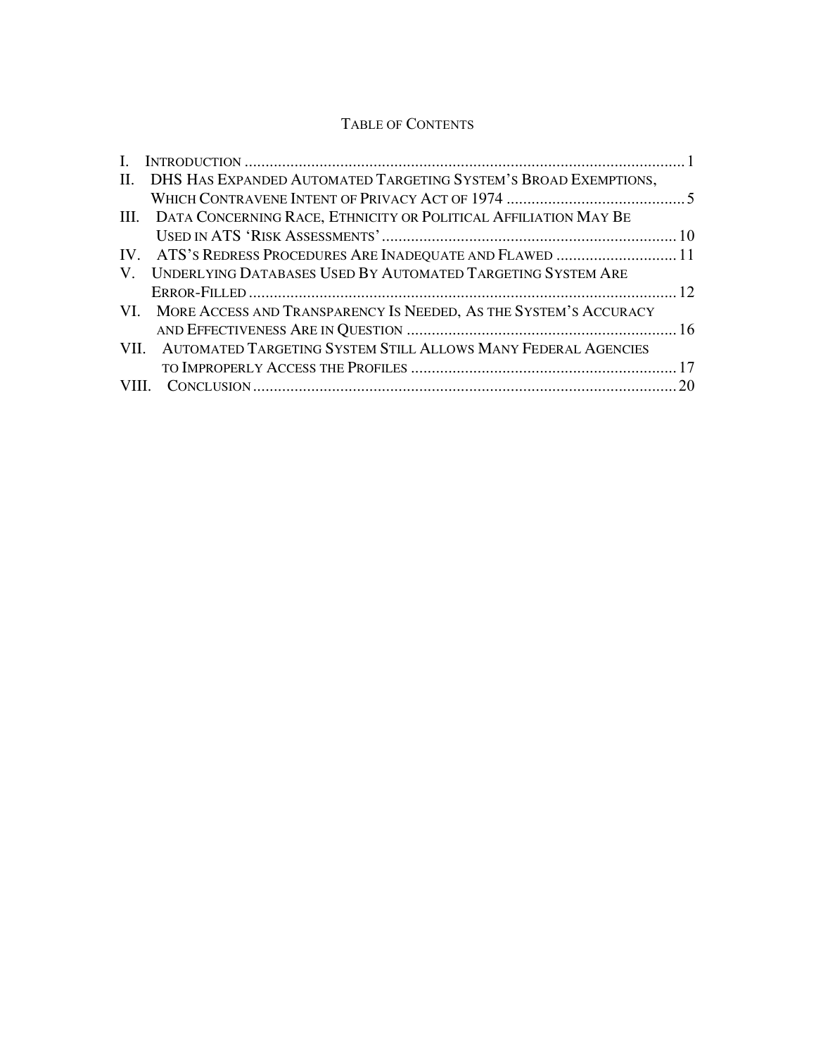# TABLE OF CONTENTS

I. INTRODUCTION ............................................................................................................ 1

II. DHS HAS EXPANDED AUTOMATED TARGETING SYSTEM'S BROAD EXEMPTIONS, WHICH CONTRAVENE INTENT OF PRIVACY ACT OF 1974 ............................................ 5

III. DATA CONCERNING RACE, ETHNICITY OR POLITICAL AFFILIATION MAY BE USED IN ATS 'RISK ASSESSMENTS' ........................................................................ 10

IV. ATS'S REDRESS PROCEDURES ARE INADEQUATE AND FLAWED ............................. 11

V. UNDERLYING DATABASES USED BY AUTOMATED TARGETING SYSTEM ARE ERROR-FILLED ........................................................................................................ 12

VI. MORE ACCESS AND TRANSPARENCY IS NEEDED, AS THE SYSTEM'S ACCURACY AND EFFECTIVENESS ARE IN QUESTION ................................................................. 16

VII. AUTOMATED TARGETING SYSTEM STILL ALLOWS MANY FEDERAL AGENCIES TO IMPROPERLY ACCESS THE PROFILES ................................................................ 17

VIII. CONCLUSION ...................................................................................................... 20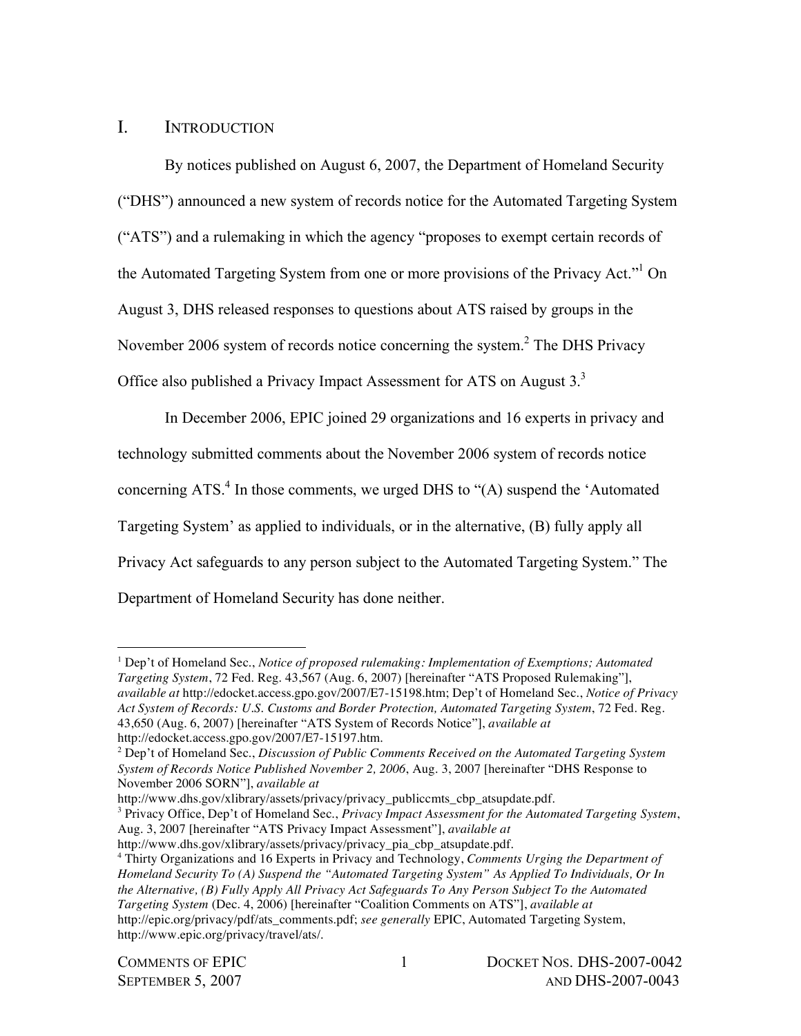## I. INTRODUCTION

By notices published on August 6, 2007, the Department of Homeland Security ("DHS") announced a new system of records notice for the Automated Targeting System ("ATS") and a rulemaking in which the agency "proposes to exempt certain records of the Automated Targeting System from one or more provisions of the Privacy Act."[1] On August 3, DHS released responses to questions about ATS raised by groups in the November 2006 system of records notice concerning the system.[2] The DHS Privacy Office also published a Privacy Impact Assessment for ATS on August 3.[3]

In December 2006, EPIC joined 29 organizations and 16 experts in privacy and technology submitted comments about the November 2006 system of records notice concerning ATS.[4] In those comments, we urged DHS to "(A) suspend the 'Automated Targeting System' as applied to individuals, or in the alternative, (B) fully apply all Privacy Act safeguards to any person subject to the Automated Targeting System." The Department of Homeland Security has done neither.

---

[1] Dep't of Homeland Sec., *Notice of proposed rulemaking: Implementation of Exemptions; Automated Targeting System*, 72 Fed. Reg. 43,567 (Aug. 6, 2007) [hereinafter "ATS Proposed Rulemaking"], *available at* http://edocket.access.gpo.gov/2007/E7-15198.htm; Dep't of Homeland Sec., *Notice of Privacy Act System of Records: U.S. Customs and Border Protection, Automated Targeting System*, 72 Fed. Reg. 43,650 (Aug. 6, 2007) [hereinafter "ATS System of Records Notice"], *available at* http://edocket.access.gpo.gov/2007/E7-15197.htm.

[2] Dep't of Homeland Sec., *Discussion of Public Comments Received on the Automated Targeting System System of Records Notice Published November 2, 2006*, Aug. 3, 2007 [hereinafter "DHS Response to November 2006 SORN"], *available at* http://www.dhs.gov/xlibrary/assets/privacy/privacy_publiccmts_cbp_atsupdate.pdf.

[3] Privacy Office, Dep't of Homeland Sec., *Privacy Impact Assessment for the Automated Targeting System*, Aug. 3, 2007 [hereinafter "ATS Privacy Impact Assessment"], *available at* http://www.dhs.gov/xlibrary/assets/privacy/privacy_pia_cbp_atsupdate.pdf.

[4] Thirty Organizations and 16 Experts in Privacy and Technology, *Comments Urging the Department of Homeland Security To (A) Suspend the "Automated Targeting System" As Applied To Individuals, Or In the Alternative, (B) Fully Apply All Privacy Act Safeguards To Any Person Subject To the Automated Targeting System* (Dec. 4, 2006) [hereinafter "Coalition Comments on ATS"], *available at* http://epic.org/privacy/pdf/ats_comments.pdf; *see generally* EPIC, Automated Targeting System, http://www.epic.org/privacy/travel/ats/.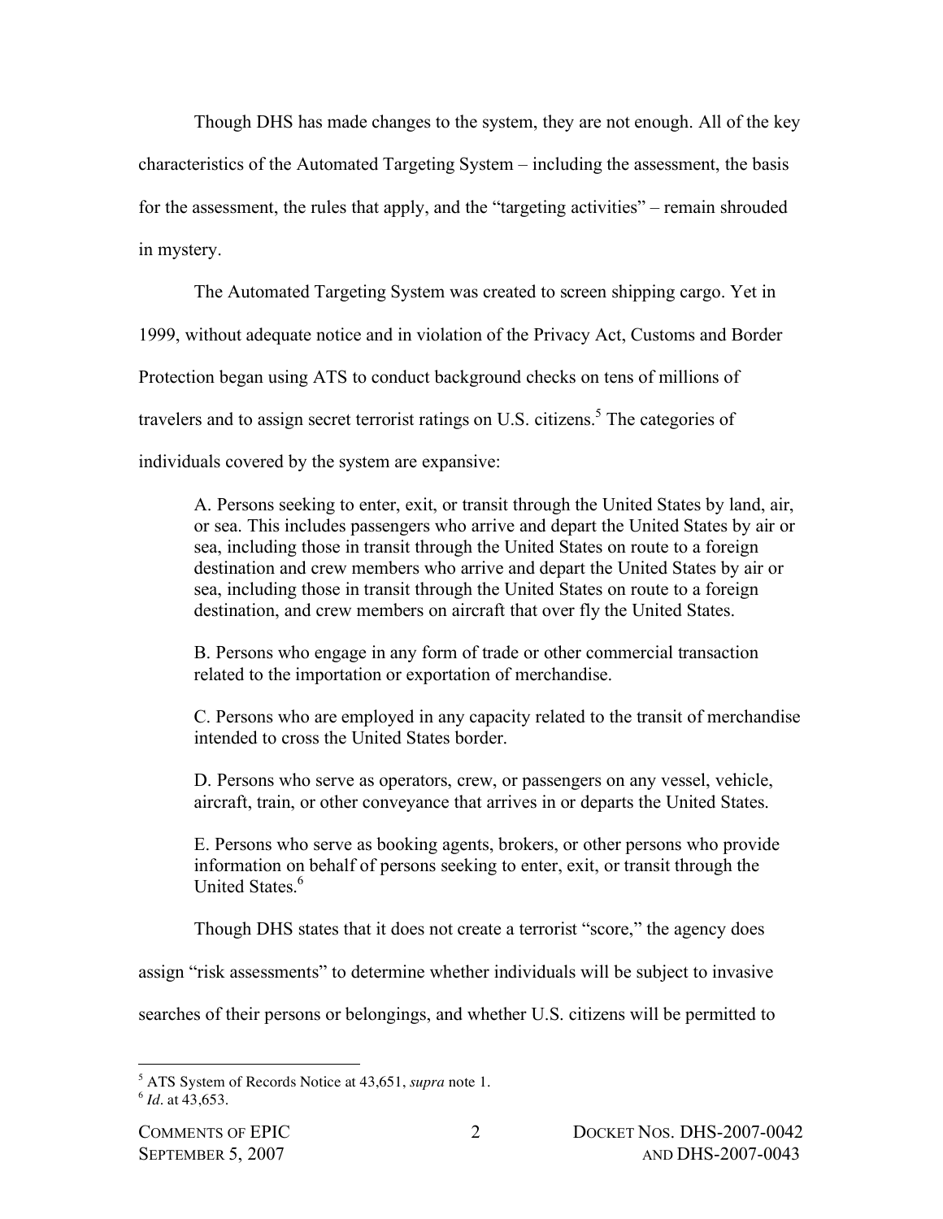Though DHS has made changes to the system, they are not enough. All of the key characteristics of the Automated Targeting System – including the assessment, the basis for the assessment, the rules that apply, and the "targeting activities" – remain shrouded in mystery.

The Automated Targeting System was created to screen shipping cargo. Yet in 1999, without adequate notice and in violation of the Privacy Act, Customs and Border Protection began using ATS to conduct background checks on tens of millions of travelers and to assign secret terrorist ratings on U.S. citizens.[5] The categories of individuals covered by the system are expansive:

> A. Persons seeking to enter, exit, or transit through the United States by land, air, or sea. This includes passengers who arrive and depart the United States by air or sea, including those in transit through the United States on route to a foreign destination and crew members who arrive and depart the United States by air or sea, including those in transit through the United States on route to a foreign destination, and crew members on aircraft that over fly the United States.
>
> B. Persons who engage in any form of trade or other commercial transaction related to the importation or exportation of merchandise.
>
> C. Persons who are employed in any capacity related to the transit of merchandise intended to cross the United States border.
>
> D. Persons who serve as operators, crew, or passengers on any vessel, vehicle, aircraft, train, or other conveyance that arrives in or departs the United States.
>
> E. Persons who serve as booking agents, brokers, or other persons who provide information on behalf of persons seeking to enter, exit, or transit through the United States.[6]

Though DHS states that it does not create a terrorist "score," the agency does assign "risk assessments" to determine whether individuals will be subject to invasive searches of their persons or belongings, and whether U.S. citizens will be permitted to

---

[5] ATS System of Records Notice at 43,651, *supra* note 1.

[6] *Id*. at 43,653.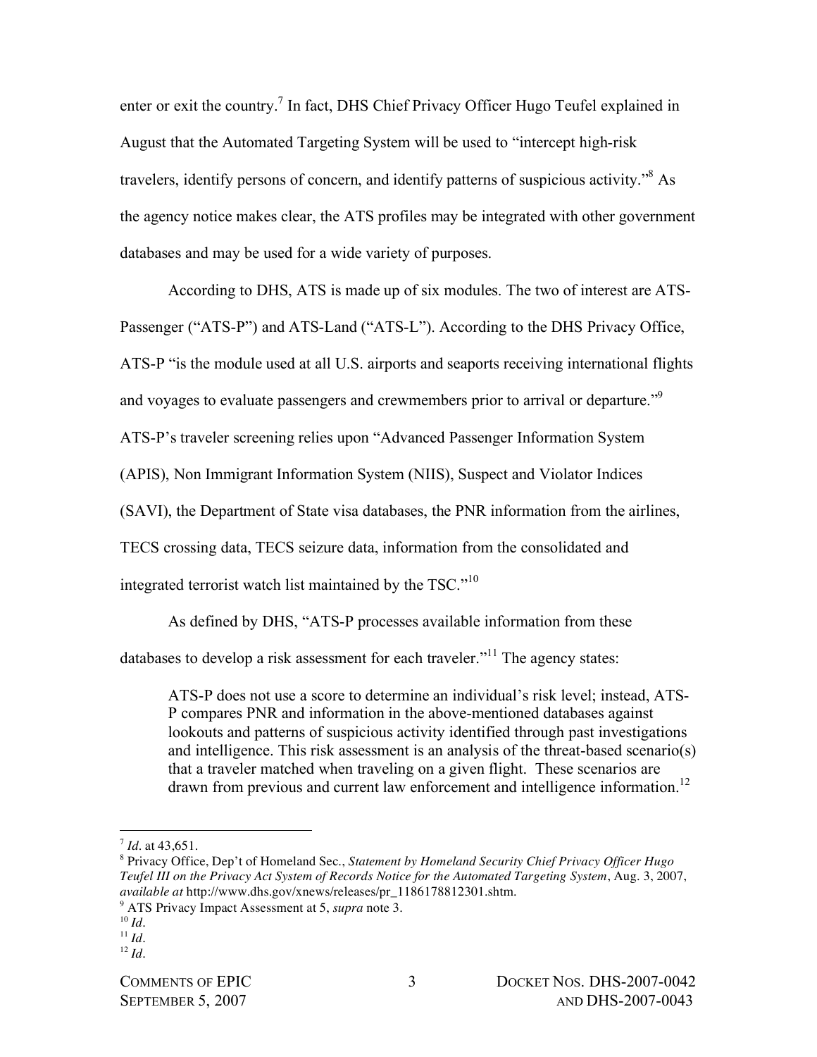enter or exit the country.[7] In fact, DHS Chief Privacy Officer Hugo Teufel explained in August that the Automated Targeting System will be used to "intercept high-risk travelers, identify persons of concern, and identify patterns of suspicious activity."[8] As the agency notice makes clear, the ATS profiles may be integrated with other government databases and may be used for a wide variety of purposes.

According to DHS, ATS is made up of six modules. The two of interest are ATS-Passenger ("ATS-P") and ATS-Land ("ATS-L"). According to the DHS Privacy Office, ATS-P "is the module used at all U.S. airports and seaports receiving international flights and voyages to evaluate passengers and crewmembers prior to arrival or departure."[9] ATS-P's traveler screening relies upon "Advanced Passenger Information System (APIS), Non Immigrant Information System (NIIS), Suspect and Violator Indices (SAVI), the Department of State visa databases, the PNR information from the airlines, TECS crossing data, TECS seizure data, information from the consolidated and integrated terrorist watch list maintained by the TSC."[10]

As defined by DHS, "ATS-P processes available information from these databases to develop a risk assessment for each traveler."[11] The agency states:

> ATS-P does not use a score to determine an individual's risk level; instead, ATS-P compares PNR and information in the above-mentioned databases against lookouts and patterns of suspicious activity identified through past investigations and intelligence. This risk assessment is an analysis of the threat-based scenario(s) that a traveler matched when traveling on a given flight. These scenarios are drawn from previous and current law enforcement and intelligence information.[12]

---

[7] *Id*. at 43,651.

[8] Privacy Office, Dep't of Homeland Sec., *Statement by Homeland Security Chief Privacy Officer Hugo Teufel III on the Privacy Act System of Records Notice for the Automated Targeting System*, Aug. 3, 2007, *available at* http://www.dhs.gov/xnews/releases/pr_1186178812301.shtm.

[9] ATS Privacy Impact Assessment at 5, *supra* note 3.

[10] *Id*.

[11] *Id*.

[12] *Id*.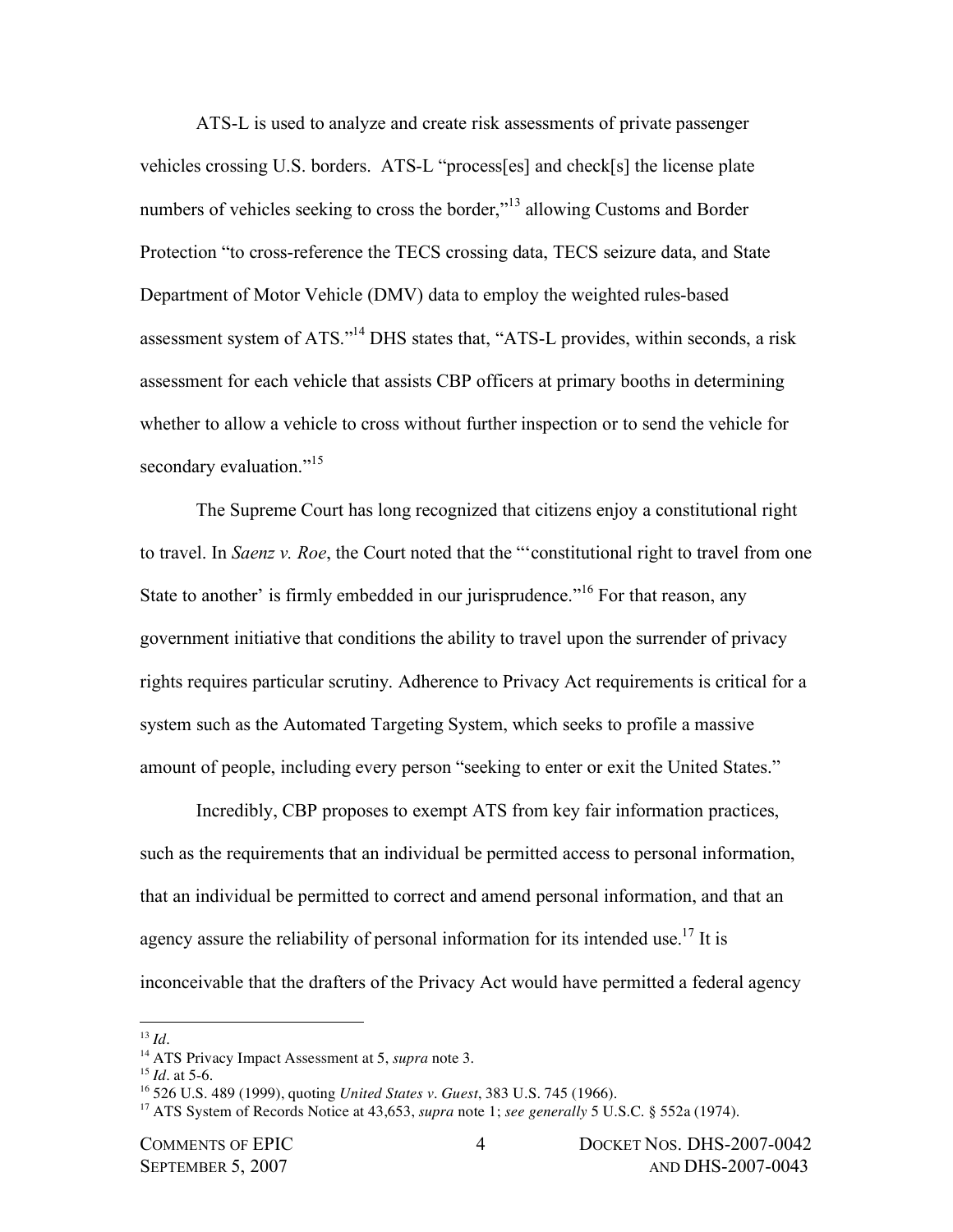ATS-L is used to analyze and create risk assessments of private passenger vehicles crossing U.S. borders. ATS-L "process[es] and check[s] the license plate numbers of vehicles seeking to cross the border,"[13] allowing Customs and Border Protection "to cross-reference the TECS crossing data, TECS seizure data, and State Department of Motor Vehicle (DMV) data to employ the weighted rules-based assessment system of ATS."[14] DHS states that, "ATS-L provides, within seconds, a risk assessment for each vehicle that assists CBP officers at primary booths in determining whether to allow a vehicle to cross without further inspection or to send the vehicle for secondary evaluation."[15]

The Supreme Court has long recognized that citizens enjoy a constitutional right to travel. In *Saenz v. Roe*, the Court noted that the "'constitutional right to travel from one State to another' is firmly embedded in our jurisprudence."[16] For that reason, any government initiative that conditions the ability to travel upon the surrender of privacy rights requires particular scrutiny. Adherence to Privacy Act requirements is critical for a system such as the Automated Targeting System, which seeks to profile a massive amount of people, including every person "seeking to enter or exit the United States."

Incredibly, CBP proposes to exempt ATS from key fair information practices, such as the requirements that an individual be permitted access to personal information, that an individual be permitted to correct and amend personal information, and that an agency assure the reliability of personal information for its intended use.[17] It is inconceivable that the drafters of the Privacy Act would have permitted a federal agency

---

[13] *Id*.

[14] ATS Privacy Impact Assessment at 5, *supra* note 3.

[15] *Id*. at 5-6.

[16] 526 U.S. 489 (1999), quoting *United States v. Guest*, 383 U.S. 745 (1966).

[17] ATS System of Records Notice at 43,653, *supra* note 1; *see generally* 5 U.S.C. § 552a (1974).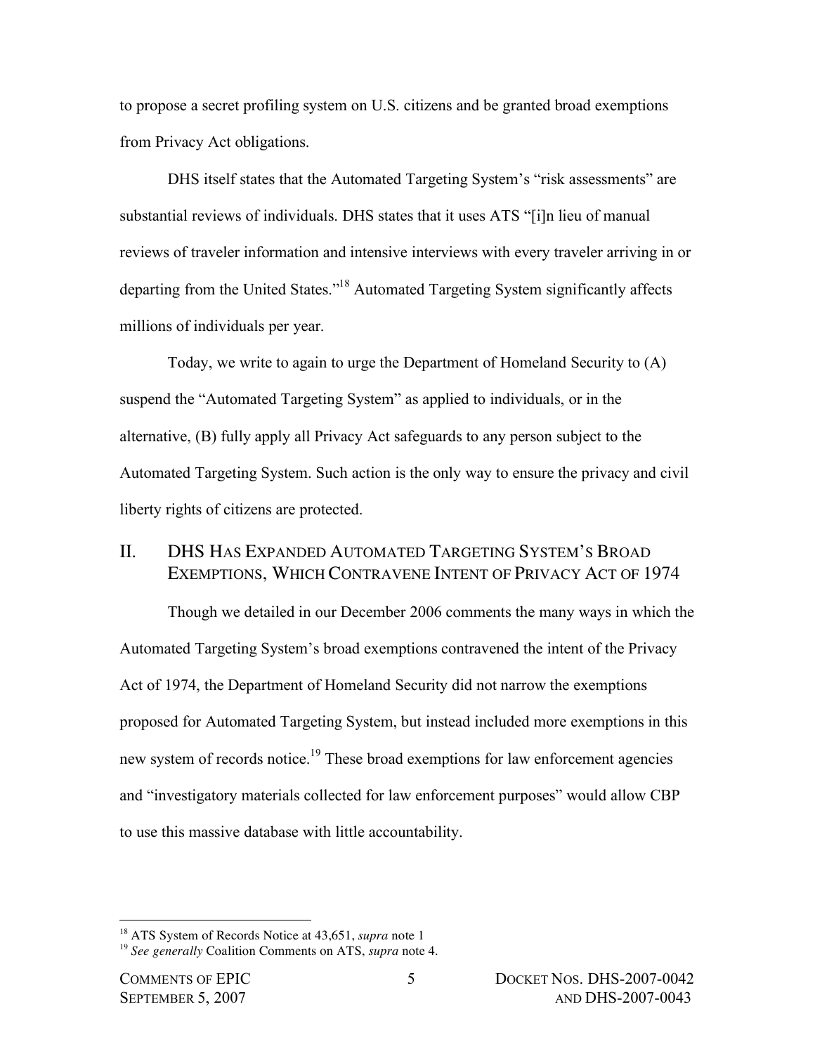to propose a secret profiling system on U.S. citizens and be granted broad exemptions from Privacy Act obligations.

DHS itself states that the Automated Targeting System's "risk assessments" are substantial reviews of individuals. DHS states that it uses ATS "[i]n lieu of manual reviews of traveler information and intensive interviews with every traveler arriving in or departing from the United States."[18] Automated Targeting System significantly affects millions of individuals per year.

Today, we write to again to urge the Department of Homeland Security to (A) suspend the "Automated Targeting System" as applied to individuals, or in the alternative, (B) fully apply all Privacy Act safeguards to any person subject to the Automated Targeting System. Such action is the only way to ensure the privacy and civil liberty rights of citizens are protected.

## II. DHS Has Expanded Automated Targeting System's Broad Exemptions, Which Contravene Intent of Privacy Act of 1974

Though we detailed in our December 2006 comments the many ways in which the Automated Targeting System's broad exemptions contravened the intent of the Privacy Act of 1974, the Department of Homeland Security did not narrow the exemptions proposed for Automated Targeting System, but instead included more exemptions in this new system of records notice.[19] These broad exemptions for law enforcement agencies and "investigatory materials collected for law enforcement purposes" would allow CBP to use this massive database with little accountability.

---

[18] ATS System of Records Notice at 43,651, *supra* note 1

[19] *See generally* Coalition Comments on ATS, *supra* note 4.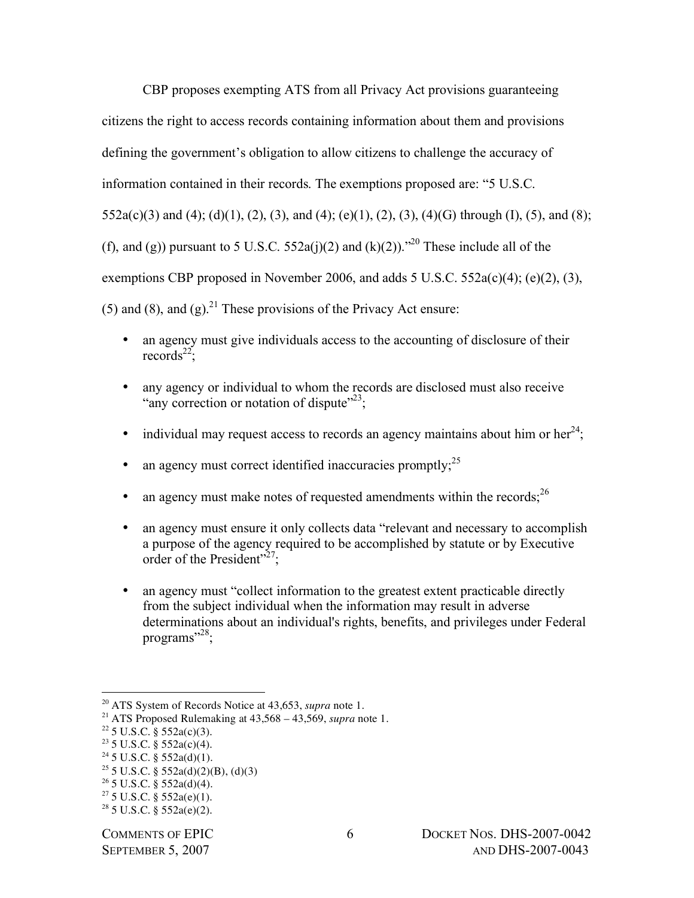CBP proposes exempting ATS from all Privacy Act provisions guaranteeing citizens the right to access records containing information about them and provisions defining the government's obligation to allow citizens to challenge the accuracy of information contained in their records. The exemptions proposed are: "5 U.S.C. 552a(c)(3) and (4); (d)(1), (2), (3), and (4); (e)(1), (2), (3), (4)(G) through (I), (5), and (8); (f), and (g)) pursuant to 5 U.S.C. 552a(j)(2) and (k)(2))."[20] These include all of the exemptions CBP proposed in November 2006, and adds 5 U.S.C. 552a(c)(4); (e)(2), (3), (5) and (8), and (g).[21] These provisions of the Privacy Act ensure:

- an agency must give individuals access to the accounting of disclosure of their records[22];
- any agency or individual to whom the records are disclosed must also receive "any correction or notation of dispute"[23];
- individual may request access to records an agency maintains about him or her[24];
- an agency must correct identified inaccuracies promptly;[25]
- an agency must make notes of requested amendments within the records;[26]
- an agency must ensure it only collects data "relevant and necessary to accomplish a purpose of the agency required to be accomplished by statute or by Executive order of the President"[27];
- an agency must "collect information to the greatest extent practicable directly from the subject individual when the information may result in adverse determinations about an individual's rights, benefits, and privileges under Federal programs"[28];

---

[20] ATS System of Records Notice at 43,653, *supra* note 1.
[21] ATS Proposed Rulemaking at 43,568 – 43,569, *supra* note 1.
[22] 5 U.S.C. § 552a(c)(3).
[23] 5 U.S.C. § 552a(c)(4).
[24] 5 U.S.C. § 552a(d)(1).
[25] 5 U.S.C. § 552a(d)(2)(B), (d)(3)
[26] 5 U.S.C. § 552a(d)(4).
[27] 5 U.S.C. § 552a(e)(1).
[28] 5 U.S.C. § 552a(e)(2).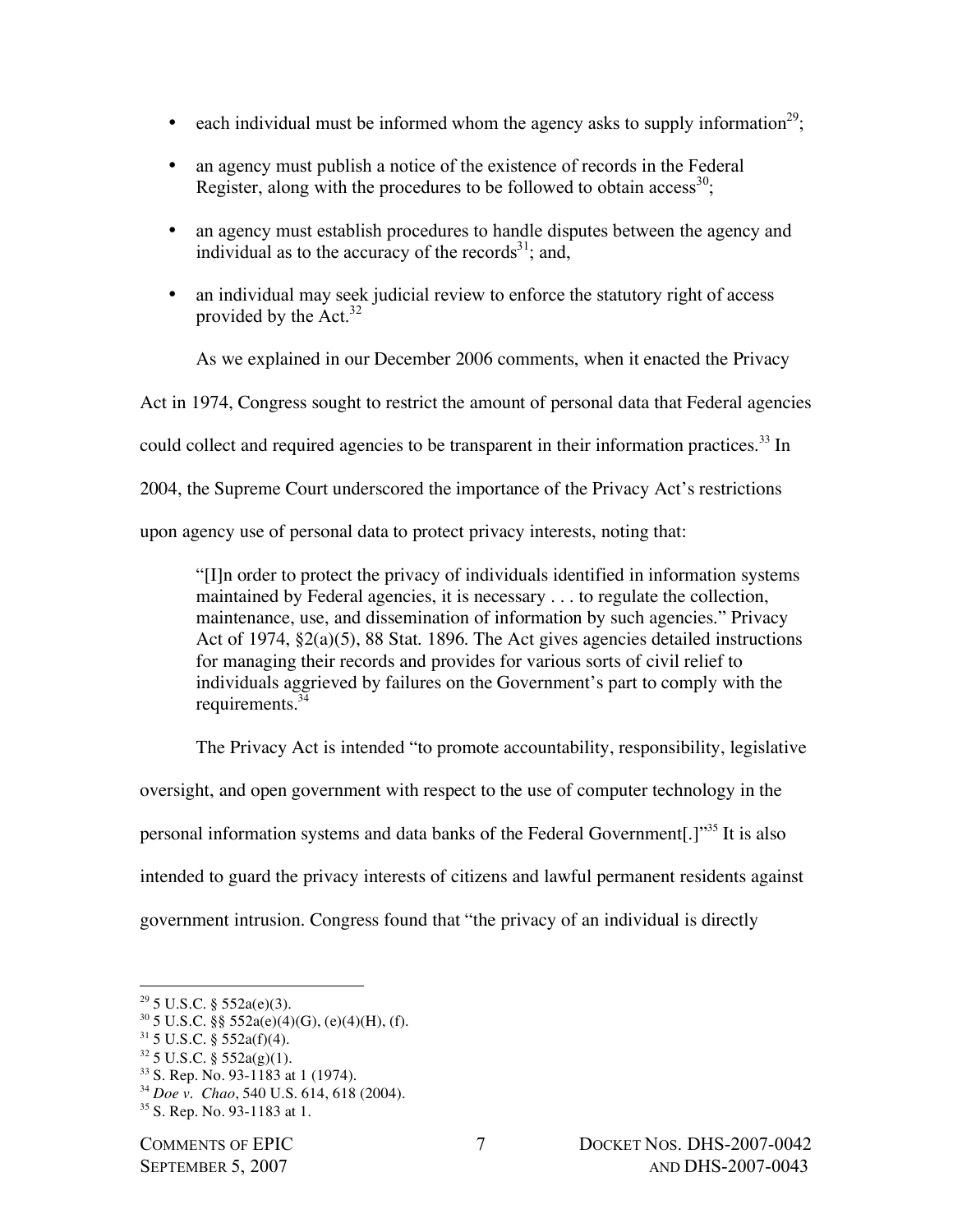- each individual must be informed whom the agency asks to supply information[29];
- an agency must publish a notice of the existence of records in the Federal Register, along with the procedures to be followed to obtain access[30];
- an agency must establish procedures to handle disputes between the agency and individual as to the accuracy of the records[31]; and,
- an individual may seek judicial review to enforce the statutory right of access provided by the Act.[32]

As we explained in our December 2006 comments, when it enacted the Privacy Act in 1974, Congress sought to restrict the amount of personal data that Federal agencies could collect and required agencies to be transparent in their information practices.[33] In 2004, the Supreme Court underscored the importance of the Privacy Act's restrictions upon agency use of personal data to protect privacy interests, noting that:

> "[I]n order to protect the privacy of individuals identified in information systems maintained by Federal agencies, it is necessary . . . to regulate the collection, maintenance, use, and dissemination of information by such agencies." Privacy Act of 1974, §2(a)(5), 88 Stat. 1896. The Act gives agencies detailed instructions for managing their records and provides for various sorts of civil relief to individuals aggrieved by failures on the Government's part to comply with the requirements.[34]

The Privacy Act is intended "to promote accountability, responsibility, legislative oversight, and open government with respect to the use of computer technology in the personal information systems and data banks of the Federal Government[.]"[35] It is also intended to guard the privacy interests of citizens and lawful permanent residents against government intrusion. Congress found that "the privacy of an individual is directly

---

[29] 5 U.S.C. § 552a(e)(3).
[30] 5 U.S.C. §§ 552a(e)(4)(G), (e)(4)(H), (f).
[31] 5 U.S.C. § 552a(f)(4).
[32] 5 U.S.C. § 552a(g)(1).
[33] S. Rep. No. 93-1183 at 1 (1974).
[34] *Doe v. Chao*, 540 U.S. 614, 618 (2004).
[35] S. Rep. No. 93-1183 at 1.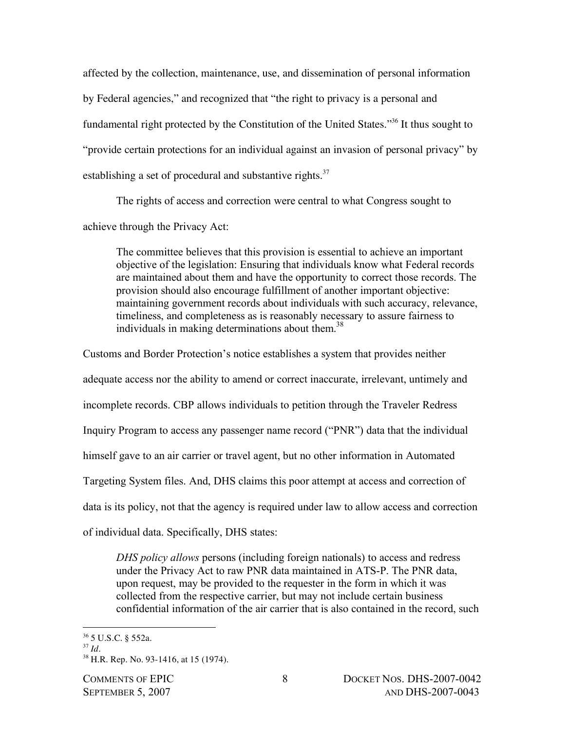affected by the collection, maintenance, use, and dissemination of personal information by Federal agencies," and recognized that "the right to privacy is a personal and fundamental right protected by the Constitution of the United States."[36] It thus sought to "provide certain protections for an individual against an invasion of personal privacy" by establishing a set of procedural and substantive rights.[37]

The rights of access and correction were central to what Congress sought to achieve through the Privacy Act:

> The committee believes that this provision is essential to achieve an important objective of the legislation: Ensuring that individuals know what Federal records are maintained about them and have the opportunity to correct those records. The provision should also encourage fulfillment of another important objective: maintaining government records about individuals with such accuracy, relevance, timeliness, and completeness as is reasonably necessary to assure fairness to individuals in making determinations about them.[38]

Customs and Border Protection's notice establishes a system that provides neither adequate access nor the ability to amend or correct inaccurate, irrelevant, untimely and incomplete records. CBP allows individuals to petition through the Traveler Redress Inquiry Program to access any passenger name record ("PNR") data that the individual himself gave to an air carrier or travel agent, but no other information in Automated Targeting System files. And, DHS claims this poor attempt at access and correction of data is its policy, not that the agency is required under law to allow access and correction of individual data. Specifically, DHS states:

> *DHS policy allows* persons (including foreign nationals) to access and redress under the Privacy Act to raw PNR data maintained in ATS-P. The PNR data, upon request, may be provided to the requester in the form in which it was collected from the respective carrier, but may not include certain business confidential information of the air carrier that is also contained in the record, such

---

[36] 5 U.S.C. § 552a.

[37] *Id*.

[38] H.R. Rep. No. 93-1416, at 15 (1974).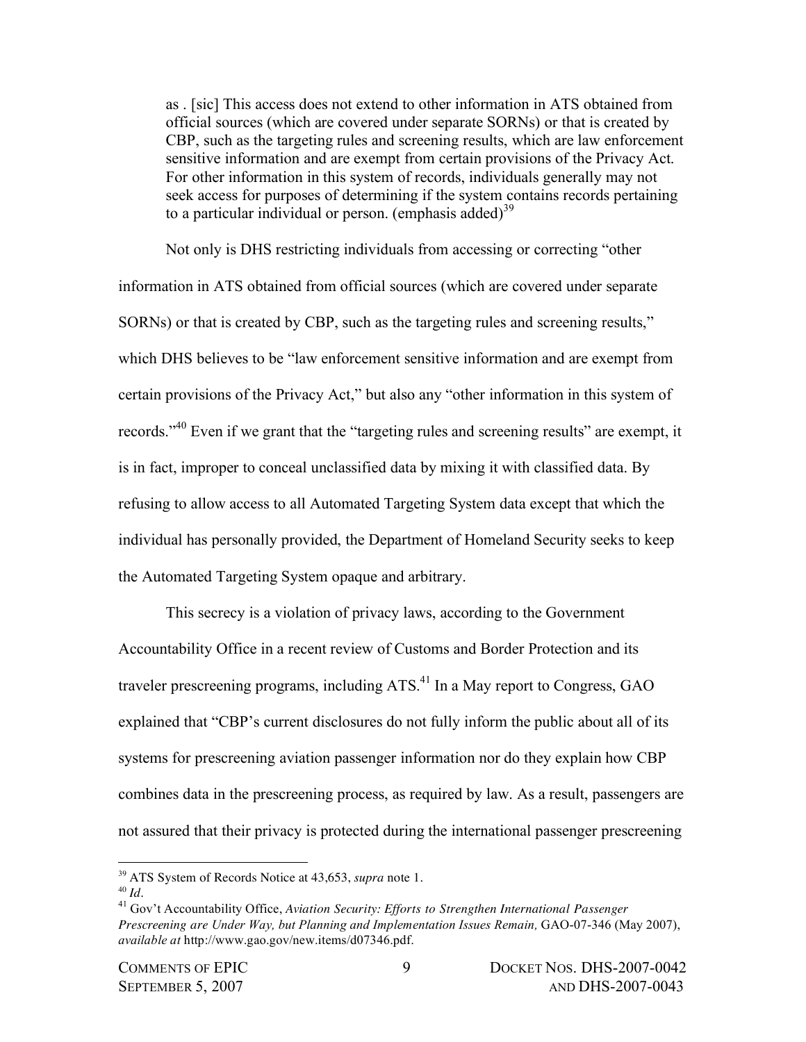> as . [sic] This access does not extend to other information in ATS obtained from official sources (which are covered under separate SORNs) or that is created by CBP, such as the targeting rules and screening results, which are law enforcement sensitive information and are exempt from certain provisions of the Privacy Act. For other information in this system of records, individuals generally may not seek access for purposes of determining if the system contains records pertaining to a particular individual or person. (emphasis added)[39]

Not only is DHS restricting individuals from accessing or correcting "other information in ATS obtained from official sources (which are covered under separate SORNs) or that is created by CBP, such as the targeting rules and screening results," which DHS believes to be "law enforcement sensitive information and are exempt from certain provisions of the Privacy Act," but also any "other information in this system of records."[40] Even if we grant that the "targeting rules and screening results" are exempt, it is in fact, improper to conceal unclassified data by mixing it with classified data. By refusing to allow access to all Automated Targeting System data except that which the individual has personally provided, the Department of Homeland Security seeks to keep the Automated Targeting System opaque and arbitrary.

This secrecy is a violation of privacy laws, according to the Government Accountability Office in a recent review of Customs and Border Protection and its traveler prescreening programs, including ATS.[41] In a May report to Congress, GAO explained that "CBP's current disclosures do not fully inform the public about all of its systems for prescreening aviation passenger information nor do they explain how CBP combines data in the prescreening process, as required by law. As a result, passengers are not assured that their privacy is protected during the international passenger prescreening

---

[39] ATS System of Records Notice at 43,653, *supra* note 1.

[40] *Id*.

[41] Gov't Accountability Office, *Aviation Security: Efforts to Strengthen International Passenger Prescreening are Under Way, but Planning and Implementation Issues Remain,* GAO-07-346 (May 2007), *available at* http://www.gao.gov/new.items/d07346.pdf.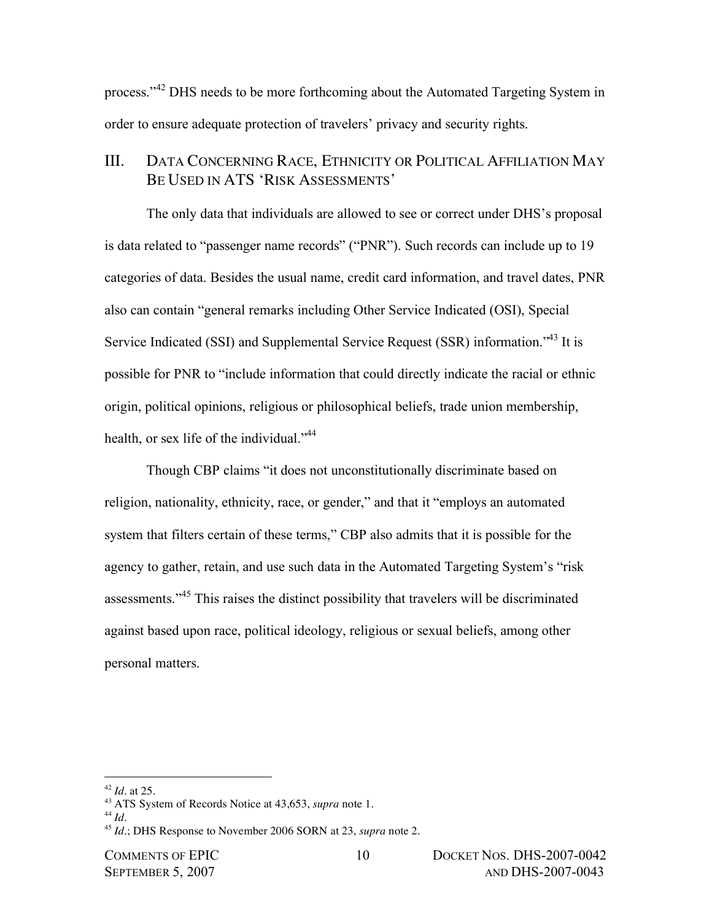process."[42] DHS needs to be more forthcoming about the Automated Targeting System in order to ensure adequate protection of travelers' privacy and security rights.

## III. DATA CONCERNING RACE, ETHNICITY OR POLITICAL AFFILIATION MAY BE USED IN ATS 'RISK ASSESSMENTS'

The only data that individuals are allowed to see or correct under DHS's proposal is data related to "passenger name records" ("PNR"). Such records can include up to 19 categories of data. Besides the usual name, credit card information, and travel dates, PNR also can contain "general remarks including Other Service Indicated (OSI), Special Service Indicated (SSI) and Supplemental Service Request (SSR) information."[43] It is possible for PNR to "include information that could directly indicate the racial or ethnic origin, political opinions, religious or philosophical beliefs, trade union membership, health, or sex life of the individual."[44]

Though CBP claims "it does not unconstitutionally discriminate based on religion, nationality, ethnicity, race, or gender," and that it "employs an automated system that filters certain of these terms," CBP also admits that it is possible for the agency to gather, retain, and use such data in the Automated Targeting System's "risk assessments."[45] This raises the distinct possibility that travelers will be discriminated against based upon race, political ideology, religious or sexual beliefs, among other personal matters.

---

[42] *Id*. at 25.

[43] ATS System of Records Notice at 43,653, *supra* note 1.

[44] *Id*.

[45] *Id*.; DHS Response to November 2006 SORN at 23, *supra* note 2.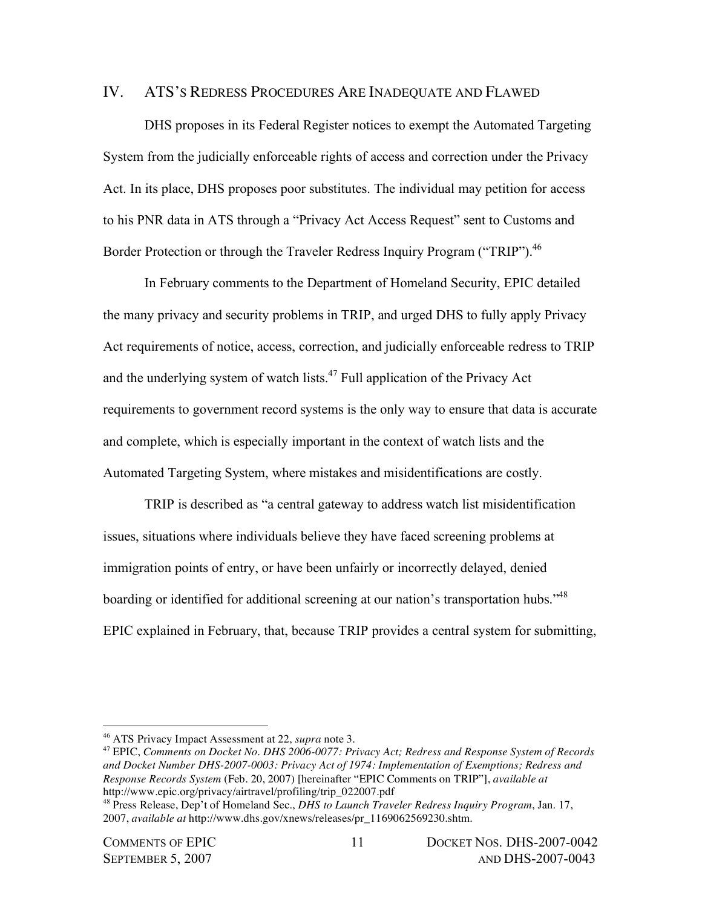## IV. ATS's Redress Procedures Are Inadequate and Flawed

DHS proposes in its Federal Register notices to exempt the Automated Targeting System from the judicially enforceable rights of access and correction under the Privacy Act. In its place, DHS proposes poor substitutes. The individual may petition for access to his PNR data in ATS through a "Privacy Act Access Request" sent to Customs and Border Protection or through the Traveler Redress Inquiry Program ("TRIP").[46]

In February comments to the Department of Homeland Security, EPIC detailed the many privacy and security problems in TRIP, and urged DHS to fully apply Privacy Act requirements of notice, access, correction, and judicially enforceable redress to TRIP and the underlying system of watch lists.[47] Full application of the Privacy Act requirements to government record systems is the only way to ensure that data is accurate and complete, which is especially important in the context of watch lists and the Automated Targeting System, where mistakes and misidentifications are costly.

TRIP is described as "a central gateway to address watch list misidentification issues, situations where individuals believe they have faced screening problems at immigration points of entry, or have been unfairly or incorrectly delayed, denied boarding or identified for additional screening at our nation's transportation hubs."[48] EPIC explained in February, that, because TRIP provides a central system for submitting,

---

[46] ATS Privacy Impact Assessment at 22, *supra* note 3.

[47] EPIC, *Comments on Docket No. DHS 2006-0077: Privacy Act; Redress and Response System of Records and Docket Number DHS-2007-0003: Privacy Act of 1974: Implementation of Exemptions; Redress and Response Records System* (Feb. 20, 2007) [hereinafter "EPIC Comments on TRIP"], *available at* http://www.epic.org/privacy/airtravel/profiling/trip_022007.pdf

[48] Press Release, Dep't of Homeland Sec., *DHS to Launch Traveler Redress Inquiry Program*, Jan. 17, 2007, *available at* http://www.dhs.gov/xnews/releases/pr_1169062569230.shtm.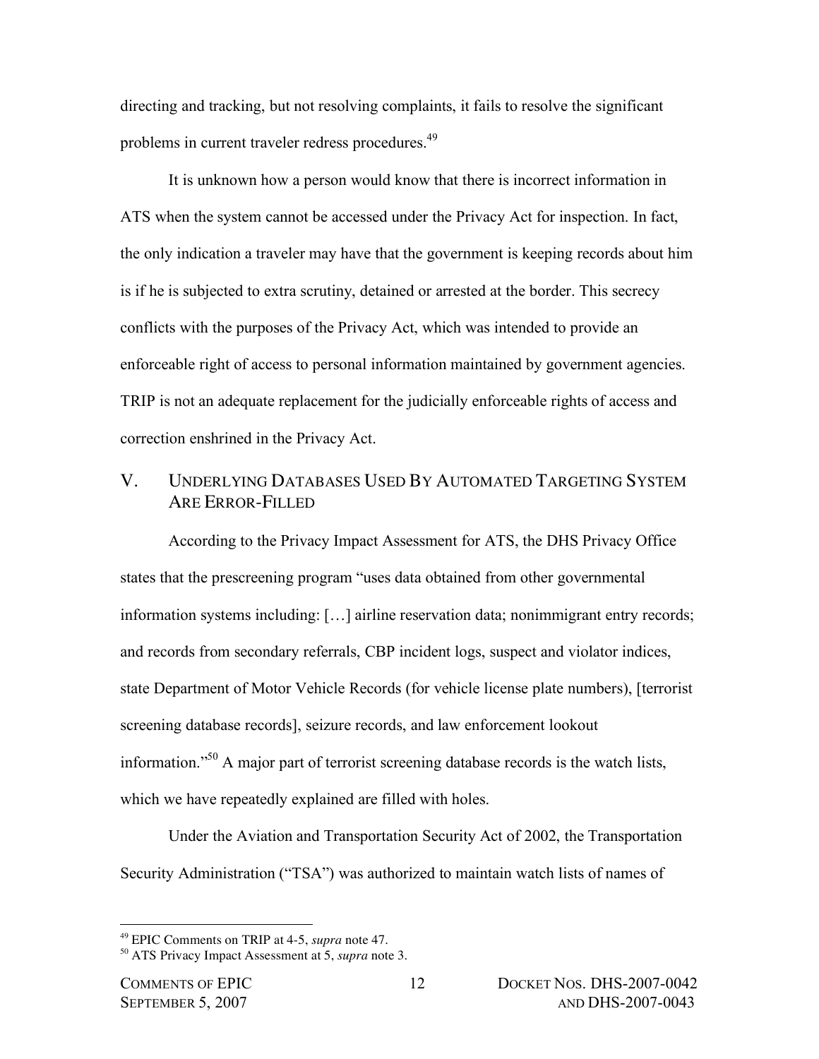directing and tracking, but not resolving complaints, it fails to resolve the significant problems in current traveler redress procedures.[49]

It is unknown how a person would know that there is incorrect information in ATS when the system cannot be accessed under the Privacy Act for inspection. In fact, the only indication a traveler may have that the government is keeping records about him is if he is subjected to extra scrutiny, detained or arrested at the border. This secrecy conflicts with the purposes of the Privacy Act, which was intended to provide an enforceable right of access to personal information maintained by government agencies. TRIP is not an adequate replacement for the judicially enforceable rights of access and correction enshrined in the Privacy Act.

## V. Underlying Databases Used By Automated Targeting System Are Error-Filled

According to the Privacy Impact Assessment for ATS, the DHS Privacy Office states that the prescreening program "uses data obtained from other governmental information systems including: […] airline reservation data; nonimmigrant entry records; and records from secondary referrals, CBP incident logs, suspect and violator indices, state Department of Motor Vehicle Records (for vehicle license plate numbers), [terrorist screening database records], seizure records, and law enforcement lookout information."[50] A major part of terrorist screening database records is the watch lists, which we have repeatedly explained are filled with holes.

Under the Aviation and Transportation Security Act of 2002, the Transportation Security Administration ("TSA") was authorized to maintain watch lists of names of

---

[49] EPIC Comments on TRIP at 4-5, *supra* note 47.

[50] ATS Privacy Impact Assessment at 5, *supra* note 3.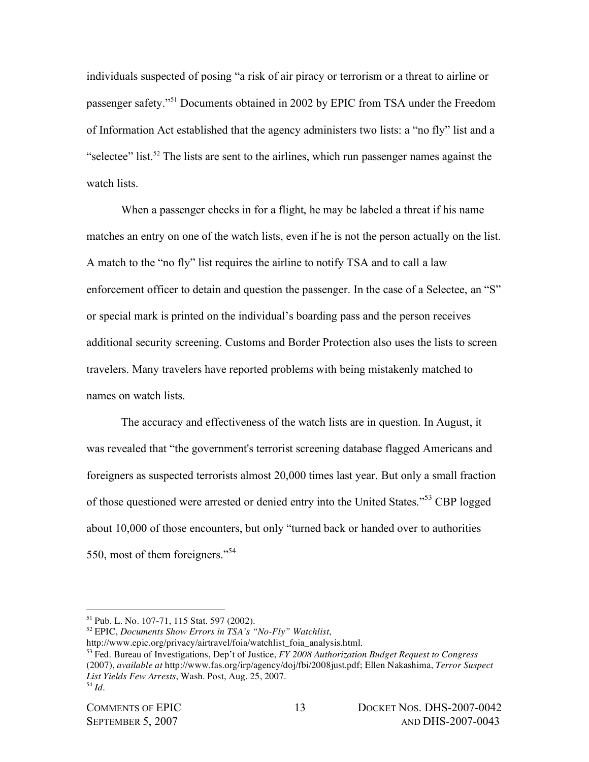individuals suspected of posing "a risk of air piracy or terrorism or a threat to airline or passenger safety."[51] Documents obtained in 2002 by EPIC from TSA under the Freedom of Information Act established that the agency administers two lists: a "no fly" list and a "selectee" list.[52] The lists are sent to the airlines, which run passenger names against the watch lists.

When a passenger checks in for a flight, he may be labeled a threat if his name matches an entry on one of the watch lists, even if he is not the person actually on the list. A match to the "no fly" list requires the airline to notify TSA and to call a law enforcement officer to detain and question the passenger. In the case of a Selectee, an "S" or special mark is printed on the individual's boarding pass and the person receives additional security screening. Customs and Border Protection also uses the lists to screen travelers. Many travelers have reported problems with being mistakenly matched to names on watch lists.

The accuracy and effectiveness of the watch lists are in question. In August, it was revealed that "the government's terrorist screening database flagged Americans and foreigners as suspected terrorists almost 20,000 times last year. But only a small fraction of those questioned were arrested or denied entry into the United States."[53] CBP logged about 10,000 of those encounters, but only "turned back or handed over to authorities 550, most of them foreigners."[54]

---

[51] Pub. L. No. 107-71, 115 Stat. 597 (2002).

[52] EPIC, *Documents Show Errors in TSA's "No-Fly" Watchlist*, http://www.epic.org/privacy/airtravel/foia/watchlist_foia_analysis.html.

[53] Fed. Bureau of Investigations, Dep't of Justice, *FY 2008 Authorization Budget Request to Congress* (2007), *available at* http://www.fas.org/irp/agency/doj/fbi/2008just.pdf; Ellen Nakashima, *Terror Suspect List Yields Few Arrests*, Wash. Post, Aug. 25, 2007.

[54] *Id*.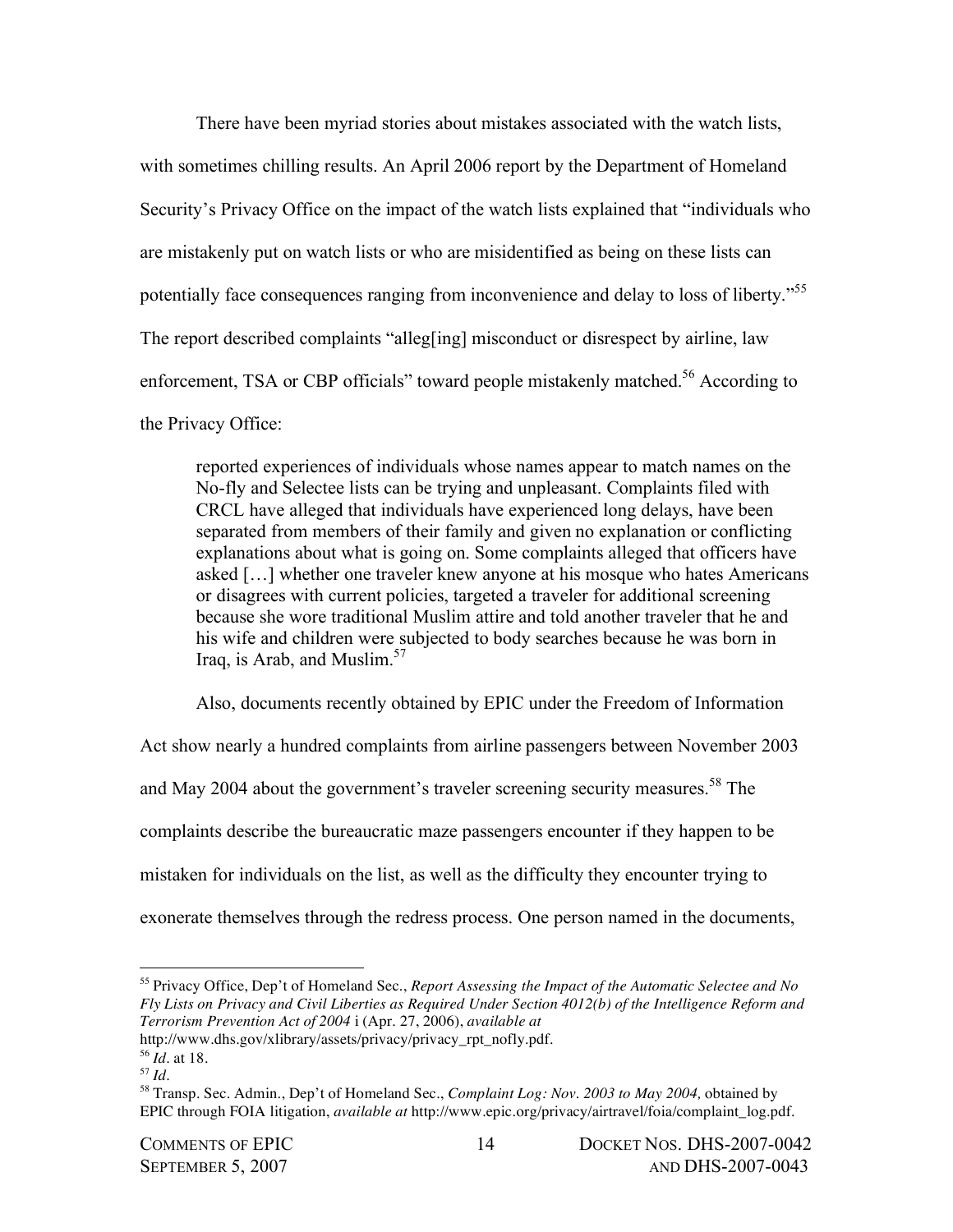There have been myriad stories about mistakes associated with the watch lists, with sometimes chilling results. An April 2006 report by the Department of Homeland Security's Privacy Office on the impact of the watch lists explained that "individuals who are mistakenly put on watch lists or who are misidentified as being on these lists can potentially face consequences ranging from inconvenience and delay to loss of liberty."[55] The report described complaints "alleg[ing] misconduct or disrespect by airline, law enforcement, TSA or CBP officials" toward people mistakenly matched.[56] According to the Privacy Office:

> reported experiences of individuals whose names appear to match names on the No-fly and Selectee lists can be trying and unpleasant. Complaints filed with CRCL have alleged that individuals have experienced long delays, have been separated from members of their family and given no explanation or conflicting explanations about what is going on. Some complaints alleged that officers have asked […] whether one traveler knew anyone at his mosque who hates Americans or disagrees with current policies, targeted a traveler for additional screening because she wore traditional Muslim attire and told another traveler that he and his wife and children were subjected to body searches because he was born in Iraq, is Arab, and Muslim.[57]

Also, documents recently obtained by EPIC under the Freedom of Information Act show nearly a hundred complaints from airline passengers between November 2003 and May 2004 about the government's traveler screening security measures.[58] The complaints describe the bureaucratic maze passengers encounter if they happen to be mistaken for individuals on the list, as well as the difficulty they encounter trying to exonerate themselves through the redress process. One person named in the documents,

---

[55] Privacy Office, Dep't of Homeland Sec., *Report Assessing the Impact of the Automatic Selectee and No Fly Lists on Privacy and Civil Liberties as Required Under Section 4012(b) of the Intelligence Reform and Terrorism Prevention Act of 2004* i (Apr. 27, 2006), *available at* http://www.dhs.gov/xlibrary/assets/privacy/privacy_rpt_nofly.pdf.

[56] *Id*. at 18.

[57] *Id*.

[58] Transp. Sec. Admin., Dep't of Homeland Sec., *Complaint Log: Nov. 2003 to May 2004,* obtained by EPIC through FOIA litigation, *available at* http://www.epic.org/privacy/airtravel/foia/complaint_log.pdf.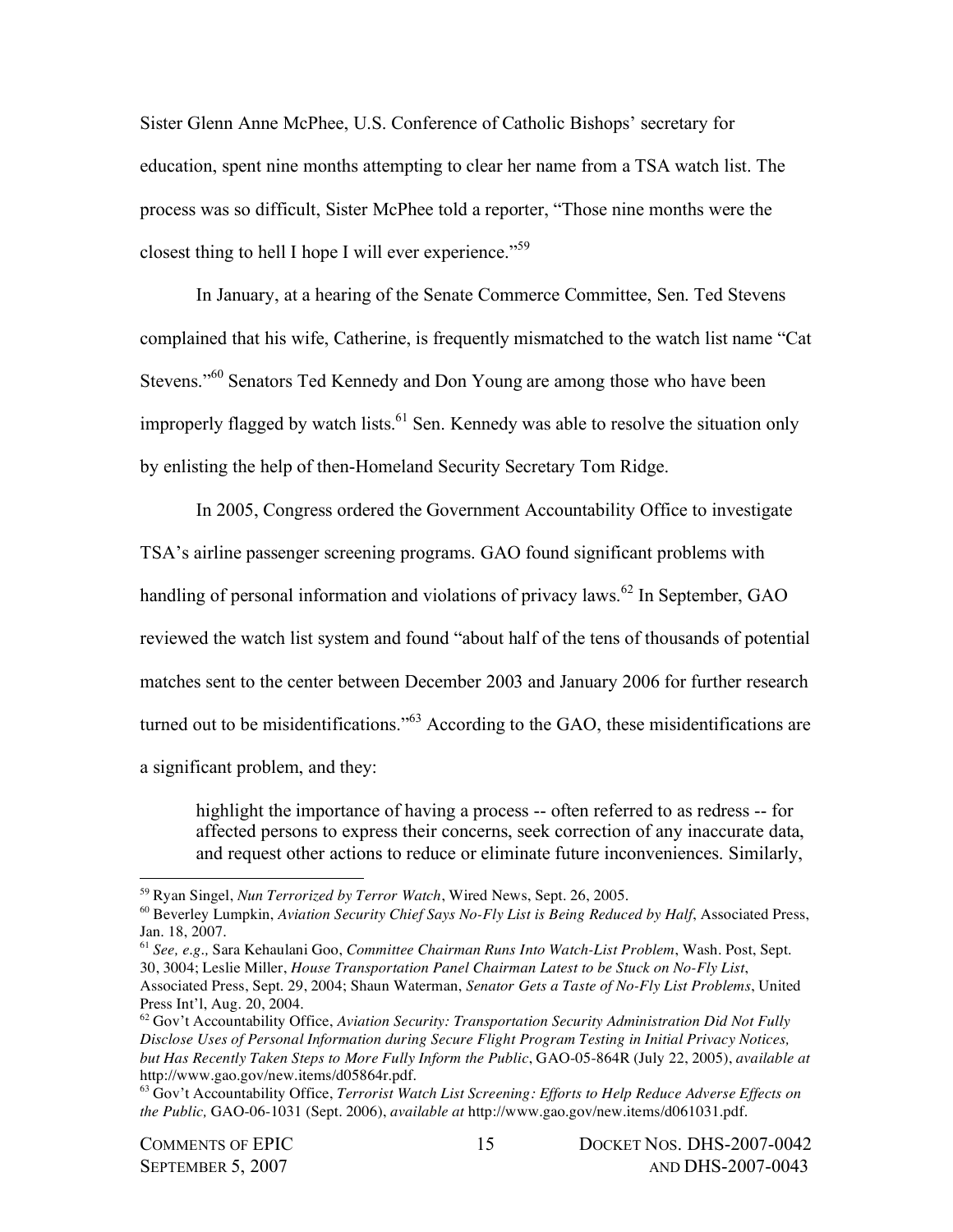Sister Glenn Anne McPhee, U.S. Conference of Catholic Bishops' secretary for education, spent nine months attempting to clear her name from a TSA watch list. The process was so difficult, Sister McPhee told a reporter, "Those nine months were the closest thing to hell I hope I will ever experience."[59]

In January, at a hearing of the Senate Commerce Committee, Sen. Ted Stevens complained that his wife, Catherine, is frequently mismatched to the watch list name "Cat Stevens."[60] Senators Ted Kennedy and Don Young are among those who have been improperly flagged by watch lists.[61] Sen. Kennedy was able to resolve the situation only by enlisting the help of then-Homeland Security Secretary Tom Ridge.

In 2005, Congress ordered the Government Accountability Office to investigate TSA's airline passenger screening programs. GAO found significant problems with handling of personal information and violations of privacy laws.[62] In September, GAO reviewed the watch list system and found "about half of the tens of thousands of potential matches sent to the center between December 2003 and January 2006 for further research turned out to be misidentifications."[63] According to the GAO, these misidentifications are a significant problem, and they:

> highlight the importance of having a process -- often referred to as redress -- for affected persons to express their concerns, seek correction of any inaccurate data, and request other actions to reduce or eliminate future inconveniences. Similarly,

---

[59] Ryan Singel, *Nun Terrorized by Terror Watch*, Wired News, Sept. 26, 2005.

[60] Beverley Lumpkin, *Aviation Security Chief Says No-Fly List is Being Reduced by Half*, Associated Press, Jan. 18, 2007.

[61] *See, e.g.,* Sara Kehaulani Goo, *Committee Chairman Runs Into Watch-List Problem*, Wash. Post, Sept. 30, 3004; Leslie Miller, *House Transportation Panel Chairman Latest to be Stuck on No-Fly List*, Associated Press, Sept. 29, 2004; Shaun Waterman, *Senator Gets a Taste of No-Fly List Problems*, United Press Int'l, Aug. 20, 2004.

[62] Gov't Accountability Office, *Aviation Security: Transportation Security Administration Did Not Fully Disclose Uses of Personal Information during Secure Flight Program Testing in Initial Privacy Notices, but Has Recently Taken Steps to More Fully Inform the Public*, GAO-05-864R (July 22, 2005), *available at* http://www.gao.gov/new.items/d05864r.pdf.

[63] Gov't Accountability Office, *Terrorist Watch List Screening: Efforts to Help Reduce Adverse Effects on the Public,* GAO-06-1031 (Sept. 2006), *available at* http://www.gao.gov/new.items/d061031.pdf.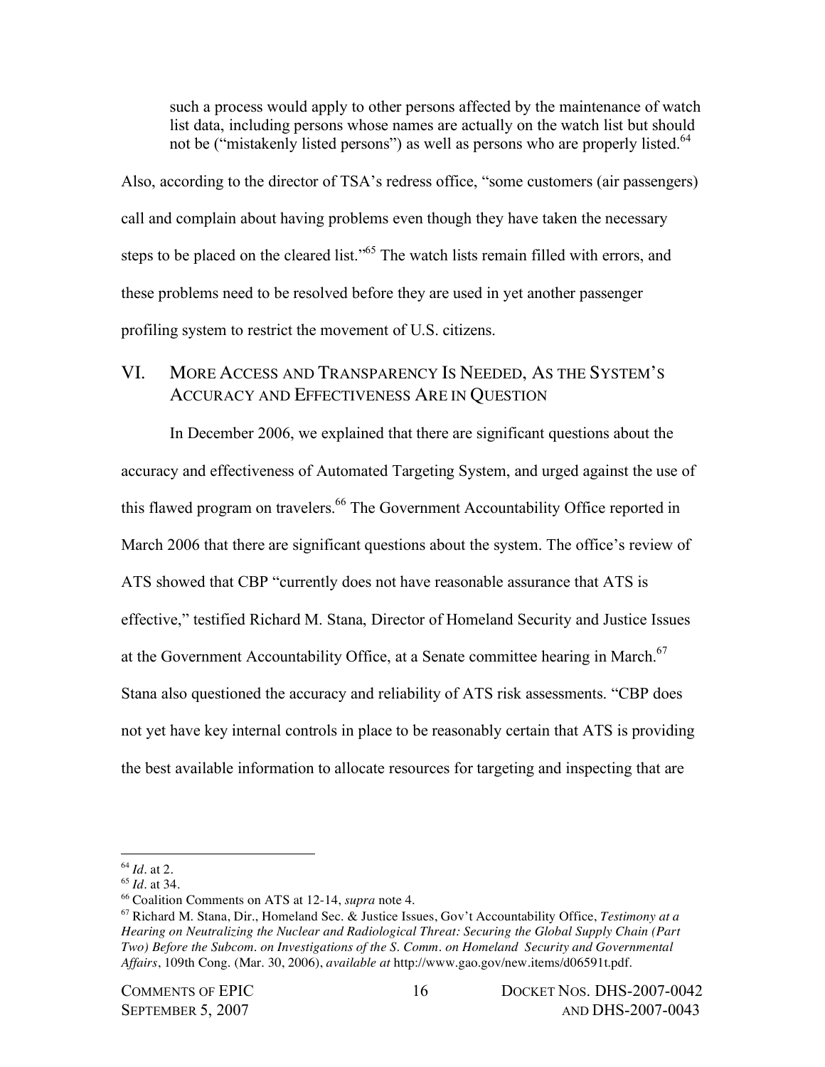> such a process would apply to other persons affected by the maintenance of watch list data, including persons whose names are actually on the watch list but should not be ("mistakenly listed persons") as well as persons who are properly listed.[64]

Also, according to the director of TSA's redress office, "some customers (air passengers) call and complain about having problems even though they have taken the necessary steps to be placed on the cleared list."[65] The watch lists remain filled with errors, and these problems need to be resolved before they are used in yet another passenger profiling system to restrict the movement of U.S. citizens.

## VI. More Access and Transparency Is Needed, As the System's Accuracy and Effectiveness Are in Question

In December 2006, we explained that there are significant questions about the accuracy and effectiveness of Automated Targeting System, and urged against the use of this flawed program on travelers.[66] The Government Accountability Office reported in March 2006 that there are significant questions about the system. The office's review of ATS showed that CBP "currently does not have reasonable assurance that ATS is effective," testified Richard M. Stana, Director of Homeland Security and Justice Issues at the Government Accountability Office, at a Senate committee hearing in March.[67] Stana also questioned the accuracy and reliability of ATS risk assessments. "CBP does not yet have key internal controls in place to be reasonably certain that ATS is providing the best available information to allocate resources for targeting and inspecting that are

---

[64] *Id*. at 2.

[65] *Id*. at 34.

[66] Coalition Comments on ATS at 12-14, *supra* note 4.

[67] Richard M. Stana, Dir., Homeland Sec. & Justice Issues, Gov't Accountability Office, *Testimony at a Hearing on Neutralizing the Nuclear and Radiological Threat: Securing the Global Supply Chain (Part Two) Before the Subcom. on Investigations of the S. Comm. on Homeland Security and Governmental Affairs*, 109th Cong. (Mar. 30, 2006), *available at* http://www.gao.gov/new.items/d06591t.pdf.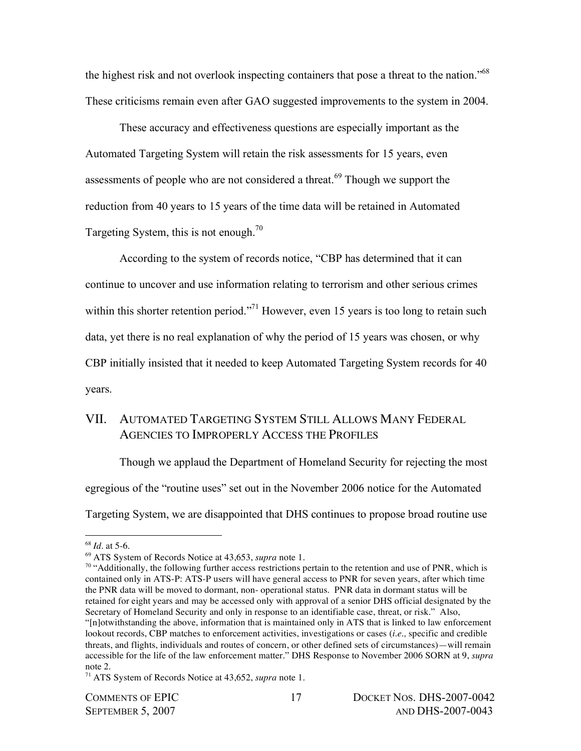the highest risk and not overlook inspecting containers that pose a threat to the nation."[68] These criticisms remain even after GAO suggested improvements to the system in 2004.

These accuracy and effectiveness questions are especially important as the Automated Targeting System will retain the risk assessments for 15 years, even assessments of people who are not considered a threat.[69] Though we support the reduction from 40 years to 15 years of the time data will be retained in Automated Targeting System, this is not enough.[70]

According to the system of records notice, "CBP has determined that it can continue to uncover and use information relating to terrorism and other serious crimes within this shorter retention period."[71] However, even 15 years is too long to retain such data, yet there is no real explanation of why the period of 15 years was chosen, or why CBP initially insisted that it needed to keep Automated Targeting System records for 40 years.

## VII. AUTOMATED TARGETING SYSTEM STILL ALLOWS MANY FEDERAL AGENCIES TO IMPROPERLY ACCESS THE PROFILES

Though we applaud the Department of Homeland Security for rejecting the most egregious of the "routine uses" set out in the November 2006 notice for the Automated Targeting System, we are disappointed that DHS continues to propose broad routine use

---

[68] *Id*. at 5-6.

[69] ATS System of Records Notice at 43,653, *supra* note 1.

[70] "Additionally, the following further access restrictions pertain to the retention and use of PNR, which is contained only in ATS-P: ATS-P users will have general access to PNR for seven years, after which time the PNR data will be moved to dormant, non- operational status. PNR data in dormant status will be retained for eight years and may be accessed only with approval of a senior DHS official designated by the Secretary of Homeland Security and only in response to an identifiable case, threat, or risk." Also, "[n]otwithstanding the above, information that is maintained only in ATS that is linked to law enforcement lookout records, CBP matches to enforcement activities, investigations or cases (*i.e.,* specific and credible threats, and flights, individuals and routes of concern, or other defined sets of circumstances)—will remain accessible for the life of the law enforcement matter." DHS Response to November 2006 SORN at 9, *supra* note 2.

[71] ATS System of Records Notice at 43,652, *supra* note 1.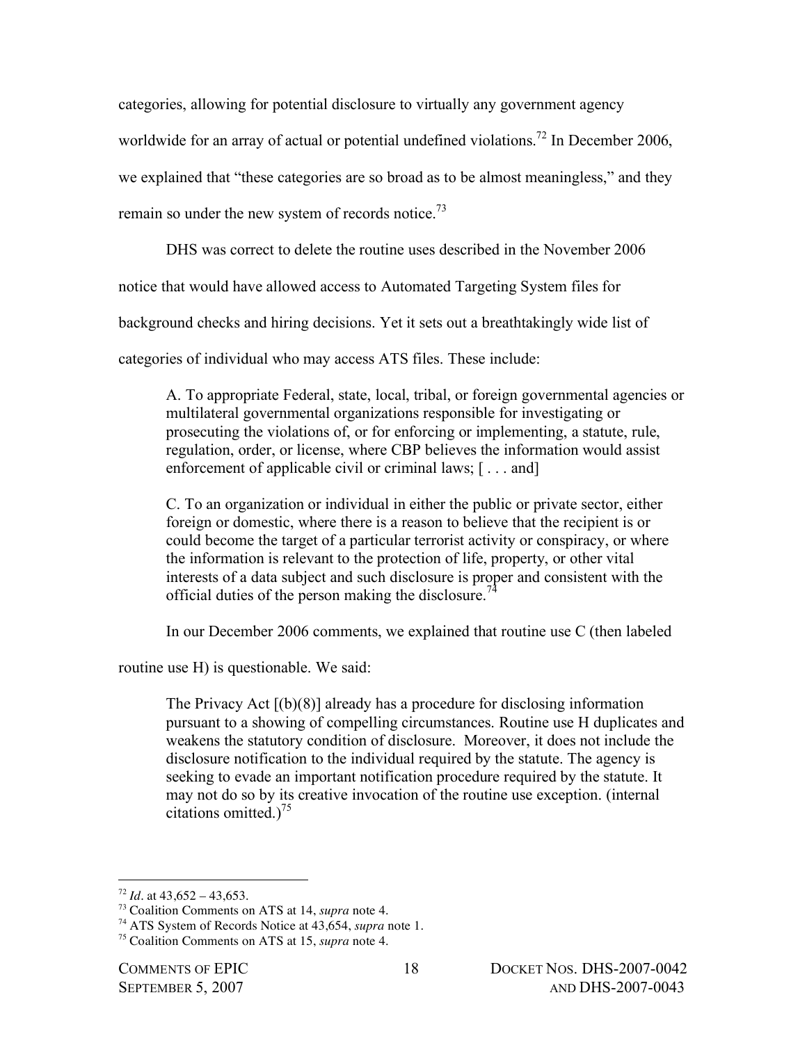categories, allowing for potential disclosure to virtually any government agency worldwide for an array of actual or potential undefined violations.[72] In December 2006, we explained that "these categories are so broad as to be almost meaningless," and they remain so under the new system of records notice.[73]

DHS was correct to delete the routine uses described in the November 2006 notice that would have allowed access to Automated Targeting System files for background checks and hiring decisions. Yet it sets out a breathtakingly wide list of categories of individual who may access ATS files. These include:

> A. To appropriate Federal, state, local, tribal, or foreign governmental agencies or multilateral governmental organizations responsible for investigating or prosecuting the violations of, or for enforcing or implementing, a statute, rule, regulation, order, or license, where CBP believes the information would assist enforcement of applicable civil or criminal laws; [ . . . and]
>
> C. To an organization or individual in either the public or private sector, either foreign or domestic, where there is a reason to believe that the recipient is or could become the target of a particular terrorist activity or conspiracy, or where the information is relevant to the protection of life, property, or other vital interests of a data subject and such disclosure is proper and consistent with the official duties of the person making the disclosure.[74]

In our December 2006 comments, we explained that routine use C (then labeled routine use H) is questionable. We said:

> The Privacy Act [(b)(8)] already has a procedure for disclosing information pursuant to a showing of compelling circumstances. Routine use H duplicates and weakens the statutory condition of disclosure. Moreover, it does not include the disclosure notification to the individual required by the statute. The agency is seeking to evade an important notification procedure required by the statute. It may not do so by its creative invocation of the routine use exception. (internal citations omitted.)[75]

---

[72] *Id*. at 43,652 – 43,653.

[73] Coalition Comments on ATS at 14, *supra* note 4.

[74] ATS System of Records Notice at 43,654, *supra* note 1.

[75] Coalition Comments on ATS at 15, *supra* note 4.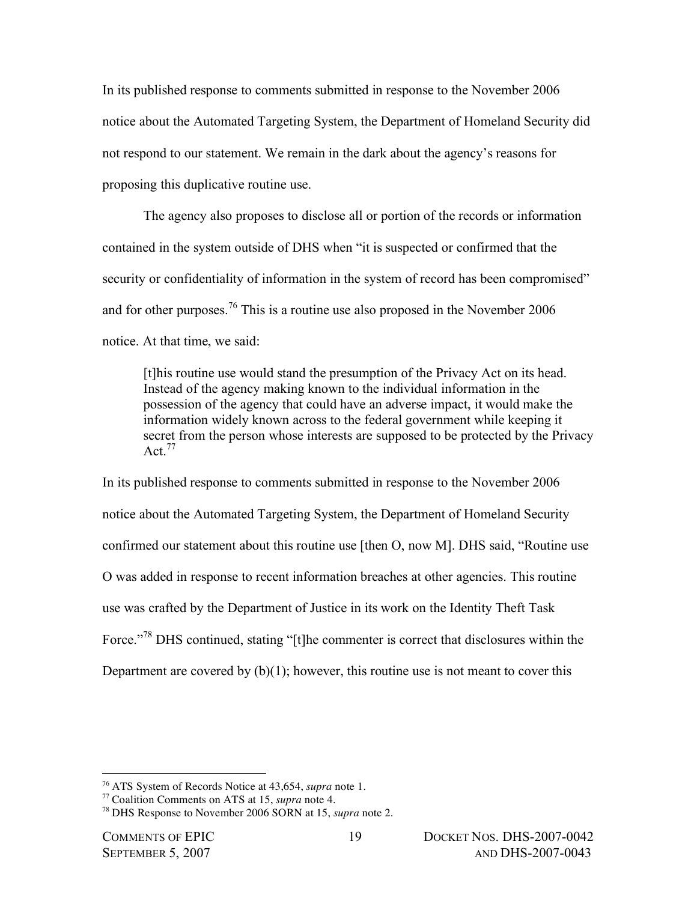In its published response to comments submitted in response to the November 2006 notice about the Automated Targeting System, the Department of Homeland Security did not respond to our statement. We remain in the dark about the agency's reasons for proposing this duplicative routine use.

The agency also proposes to disclose all or portion of the records or information contained in the system outside of DHS when "it is suspected or confirmed that the security or confidentiality of information in the system of record has been compromised" and for other purposes.[76] This is a routine use also proposed in the November 2006 notice. At that time, we said:

> [t]his routine use would stand the presumption of the Privacy Act on its head. Instead of the agency making known to the individual information in the possession of the agency that could have an adverse impact, it would make the information widely known across to the federal government while keeping it secret from the person whose interests are supposed to be protected by the Privacy Act.[77]

In its published response to comments submitted in response to the November 2006 notice about the Automated Targeting System, the Department of Homeland Security confirmed our statement about this routine use [then O, now M]. DHS said, "Routine use O was added in response to recent information breaches at other agencies. This routine use was crafted by the Department of Justice in its work on the Identity Theft Task Force."[78] DHS continued, stating "[t]he commenter is correct that disclosures within the Department are covered by (b)(1); however, this routine use is not meant to cover this

---

[76] ATS System of Records Notice at 43,654, *supra* note 1.
[77] Coalition Comments on ATS at 15, *supra* note 4.
[78] DHS Response to November 2006 SORN at 15, *supra* note 2.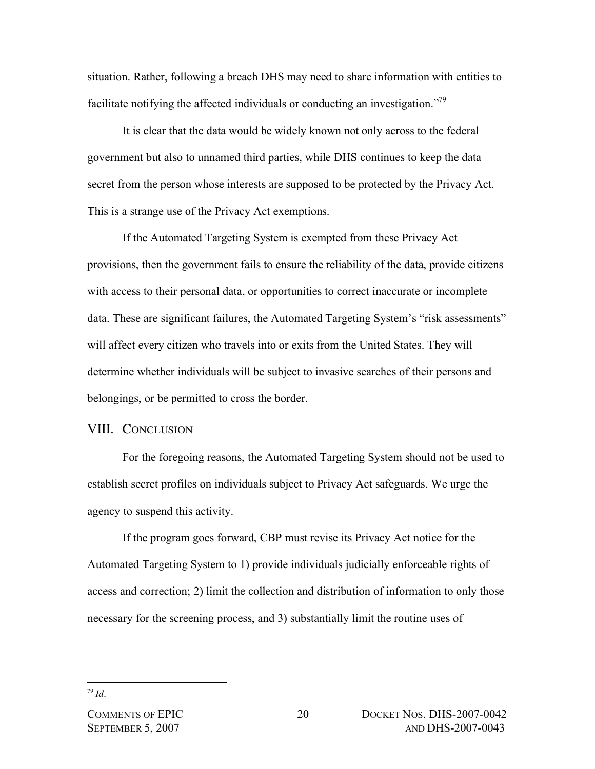situation. Rather, following a breach DHS may need to share information with entities to facilitate notifying the affected individuals or conducting an investigation."[79]

It is clear that the data would be widely known not only across to the federal government but also to unnamed third parties, while DHS continues to keep the data secret from the person whose interests are supposed to be protected by the Privacy Act. This is a strange use of the Privacy Act exemptions.

If the Automated Targeting System is exempted from these Privacy Act provisions, then the government fails to ensure the reliability of the data, provide citizens with access to their personal data, or opportunities to correct inaccurate or incomplete data. These are significant failures, the Automated Targeting System's "risk assessments" will affect every citizen who travels into or exits from the United States. They will determine whether individuals will be subject to invasive searches of their persons and belongings, or be permitted to cross the border.

## VIII. CONCLUSION

For the foregoing reasons, the Automated Targeting System should not be used to establish secret profiles on individuals subject to Privacy Act safeguards. We urge the agency to suspend this activity.

If the program goes forward, CBP must revise its Privacy Act notice for the Automated Targeting System to 1) provide individuals judicially enforceable rights of access and correction; 2) limit the collection and distribution of information to only those necessary for the screening process, and 3) substantially limit the routine uses of

---

[79] *Id*.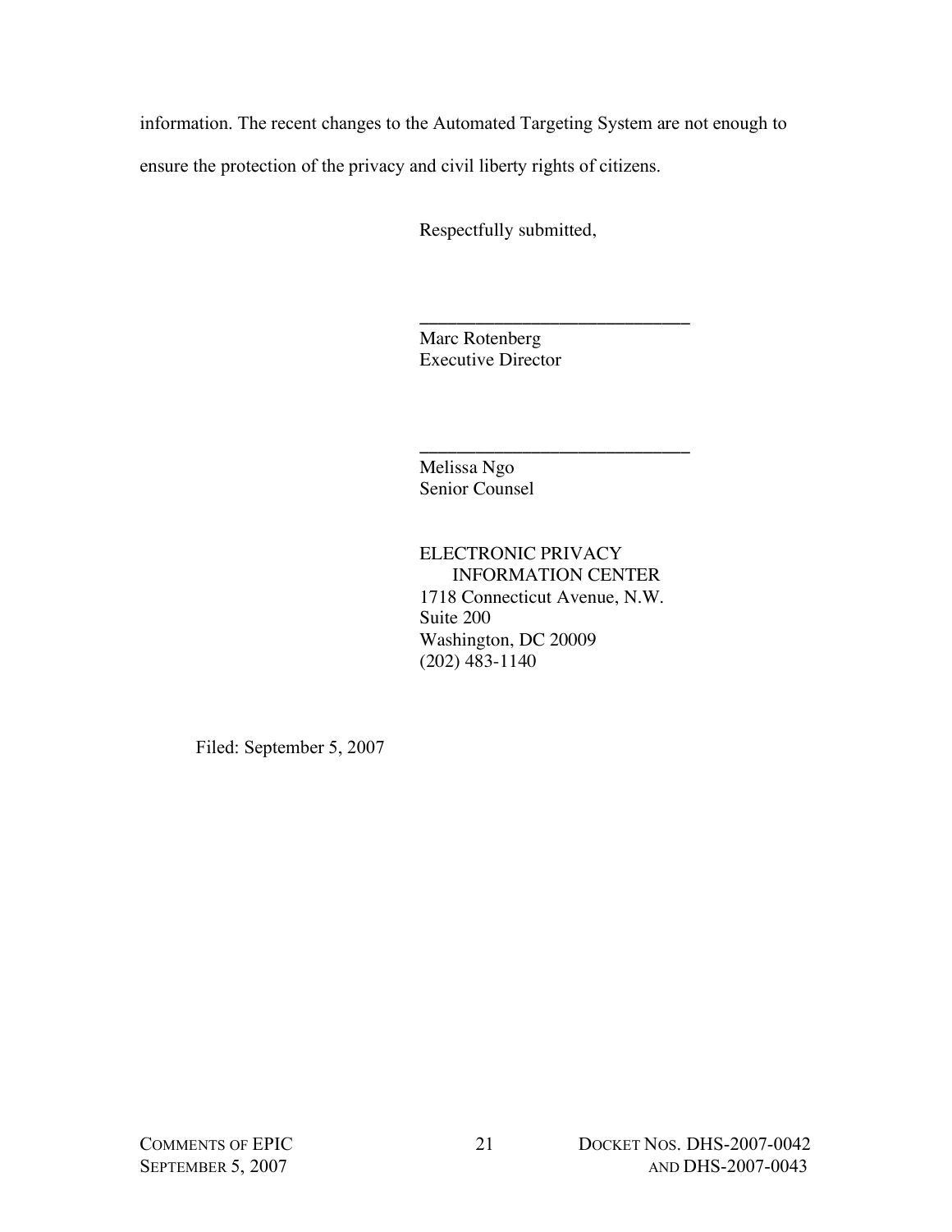information. The recent changes to the Automated Targeting System are not enough to ensure the protection of the privacy and civil liberty rights of citizens.

Respectfully submitted,

\_\_\_\_\_\_\_\_\_\_\_\_\_\_\_\_\_\_\_\_\_\_\_\_\_\_\_\_\_\_

Marc Rotenberg
Executive Director

\_\_\_\_\_\_\_\_\_\_\_\_\_\_\_\_\_\_\_\_\_\_\_\_\_\_\_\_\_\_

Melissa Ngo
Senior Counsel

ELECTRONIC PRIVACY
INFORMATION CENTER
1718 Connecticut Avenue, N.W.
Suite 200
Washington, DC 20009
(202) 483-1140

Filed: September 5, 2007